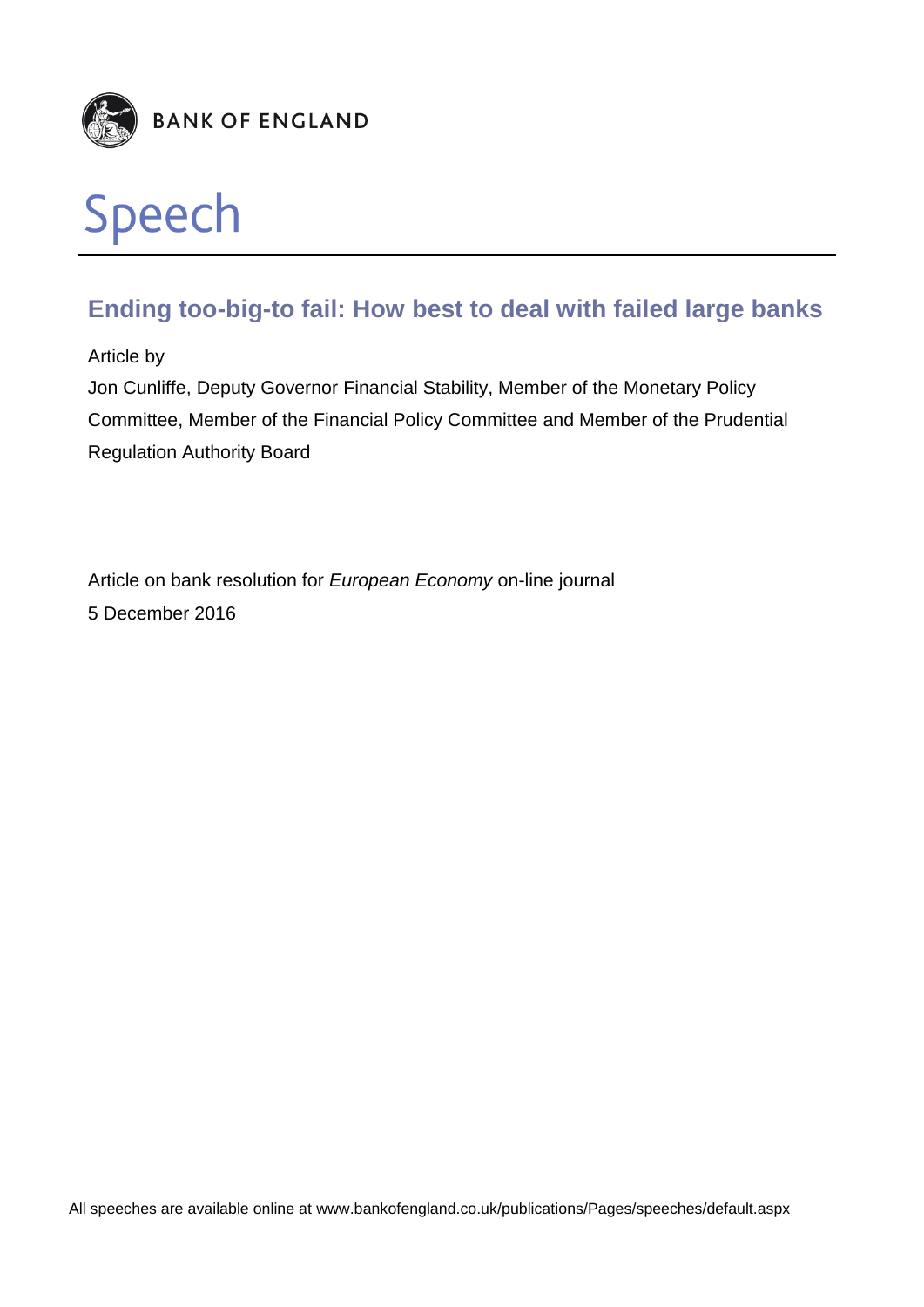BANK OF ENGLAND

# Speech

## Ending too-big-to fail: How best to deal with failed large banks

Article by

Jon Cunliffe, Deputy Governor Financial Stability, Member of the Monetary Policy Committee, Member of the Financial Policy Committee and Member of the Prudential Regulation Authority Board

Article on bank resolution for *European Economy* on-line journal

5 December 2016

All speeches are available online at www.bankofengland.co.uk/publications/Pages/speeches/default.aspx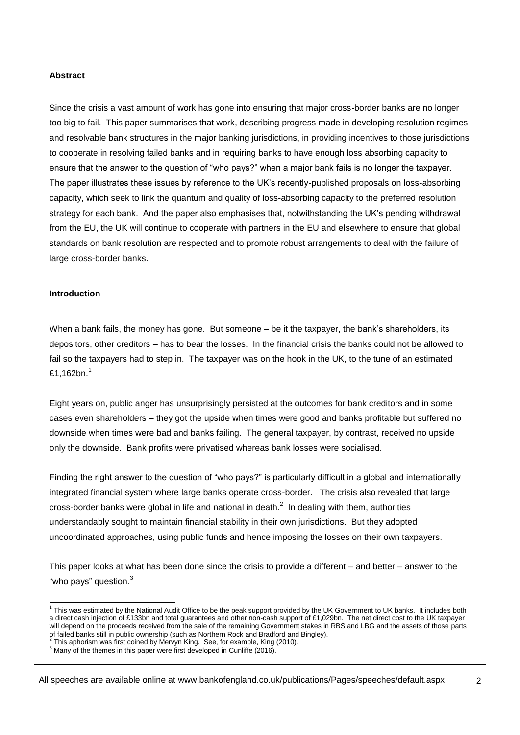**Abstract**

Since the crisis a vast amount of work has gone into ensuring that major cross-border banks are no longer too big to fail. This paper summarises that work, describing progress made in developing resolution regimes and resolvable bank structures in the major banking jurisdictions, in providing incentives to those jurisdictions to cooperate in resolving failed banks and in requiring banks to have enough loss absorbing capacity to ensure that the answer to the question of "who pays?" when a major bank fails is no longer the taxpayer. The paper illustrates these issues by reference to the UK's recently-published proposals on loss-absorbing capacity, which seek to link the quantum and quality of loss-absorbing capacity to the preferred resolution strategy for each bank. And the paper also emphasises that, notwithstanding the UK's pending withdrawal from the EU, the UK will continue to cooperate with partners in the EU and elsewhere to ensure that global standards on bank resolution are respected and to promote robust arrangements to deal with the failure of large cross-border banks.

**Introduction**

When a bank fails, the money has gone. But someone – be it the taxpayer, the bank's shareholders, its depositors, other creditors – has to bear the losses. In the financial crisis the banks could not be allowed to fail so the taxpayers had to step in. The taxpayer was on the hook in the UK, to the tune of an estimated £1,162bn.[1]

Eight years on, public anger has unsurprisingly persisted at the outcomes for bank creditors and in some cases even shareholders – they got the upside when times were good and banks profitable but suffered no downside when times were bad and banks failing. The general taxpayer, by contrast, received no upside only the downside. Bank profits were privatised whereas bank losses were socialised.

Finding the right answer to the question of "who pays?" is particularly difficult in a global and internationally integrated financial system where large banks operate cross-border. The crisis also revealed that large cross-border banks were global in life and national in death.[2] In dealing with them, authorities understandably sought to maintain financial stability in their own jurisdictions. But they adopted uncoordinated approaches, using public funds and hence imposing the losses on their own taxpayers.

This paper looks at what has been done since the crisis to provide a different – and better – answer to the "who pays" question.[3]

---

[1] This was estimated by the National Audit Office to be the peak support provided by the UK Government to UK banks. It includes both a direct cash injection of £133bn and total guarantees and other non-cash support of £1,029bn. The net direct cost to the UK taxpayer will depend on the proceeds received from the sale of the remaining Government stakes in RBS and LBG and the assets of those parts of failed banks still in public ownership (such as Northern Rock and Bradford and Bingley).

[2] This aphorism was first coined by Mervyn King. See, for example, King (2010).

[3] Many of the themes in this paper were first developed in Cunliffe (2016).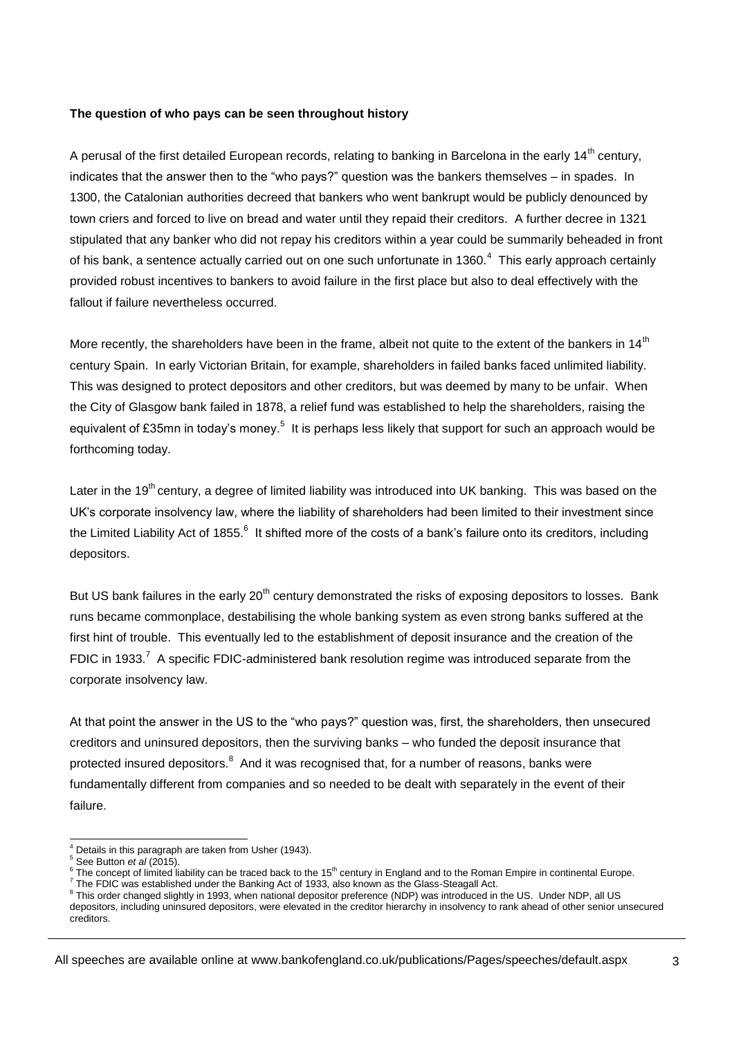**The question of who pays can be seen throughout history**

A perusal of the first detailed European records, relating to banking in Barcelona in the early 14th century, indicates that the answer then to the "who pays?" question was the bankers themselves – in spades. In 1300, the Catalonian authorities decreed that bankers who went bankrupt would be publicly denounced by town criers and forced to live on bread and water until they repaid their creditors. A further decree in 1321 stipulated that any banker who did not repay his creditors within a year could be summarily beheaded in front of his bank, a sentence actually carried out on one such unfortunate in 1360.[4] This early approach certainly provided robust incentives to bankers to avoid failure in the first place but also to deal effectively with the fallout if failure nevertheless occurred.

More recently, the shareholders have been in the frame, albeit not quite to the extent of the bankers in 14th century Spain. In early Victorian Britain, for example, shareholders in failed banks faced unlimited liability. This was designed to protect depositors and other creditors, but was deemed by many to be unfair. When the City of Glasgow bank failed in 1878, a relief fund was established to help the shareholders, raising the equivalent of £35mn in today's money.[5] It is perhaps less likely that support for such an approach would be forthcoming today.

Later in the 19th century, a degree of limited liability was introduced into UK banking. This was based on the UK's corporate insolvency law, where the liability of shareholders had been limited to their investment since the Limited Liability Act of 1855.[6] It shifted more of the costs of a bank's failure onto its creditors, including depositors.

But US bank failures in the early 20th century demonstrated the risks of exposing depositors to losses. Bank runs became commonplace, destabilising the whole banking system as even strong banks suffered at the first hint of trouble. This eventually led to the establishment of deposit insurance and the creation of the FDIC in 1933.[7] A specific FDIC-administered bank resolution regime was introduced separate from the corporate insolvency law.

At that point the answer in the US to the "who pays?" question was, first, the shareholders, then unsecured creditors and uninsured depositors, then the surviving banks – who funded the deposit insurance that protected insured depositors.[8] And it was recognised that, for a number of reasons, banks were fundamentally different from companies and so needed to be dealt with separately in the event of their failure.

---

[4] Details in this paragraph are taken from Usher (1943).

[5] See Button *et al* (2015).

[6] The concept of limited liability can be traced back to the 15th century in England and to the Roman Empire in continental Europe.

[7] The FDIC was established under the Banking Act of 1933, also known as the Glass-Steagall Act.

[8] This order changed slightly in 1993, when national depositor preference (NDP) was introduced in the US. Under NDP, all US depositors, including uninsured depositors, were elevated in the creditor hierarchy in insolvency to rank ahead of other senior unsecured creditors.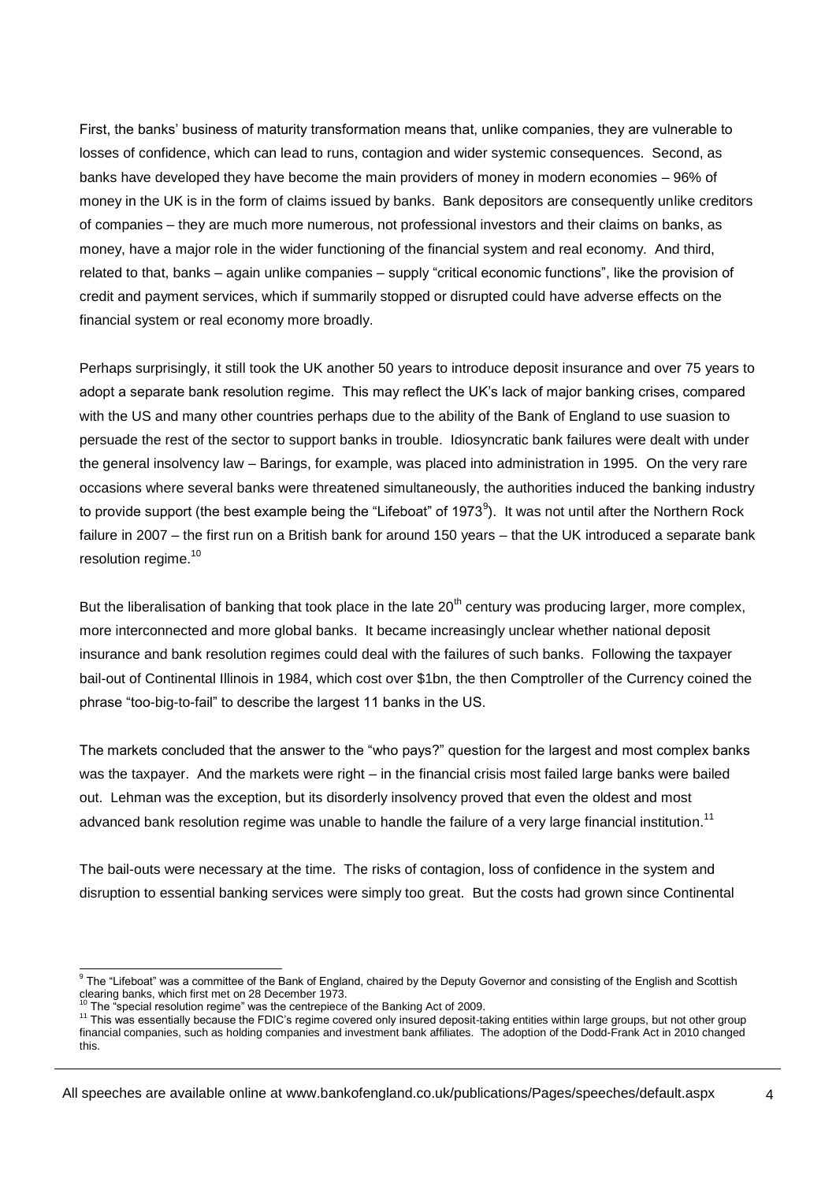First, the banks' business of maturity transformation means that, unlike companies, they are vulnerable to losses of confidence, which can lead to runs, contagion and wider systemic consequences. Second, as banks have developed they have become the main providers of money in modern economies – 96% of money in the UK is in the form of claims issued by banks. Bank depositors are consequently unlike creditors of companies – they are much more numerous, not professional investors and their claims on banks, as money, have a major role in the wider functioning of the financial system and real economy. And third, related to that, banks – again unlike companies – supply "critical economic functions", like the provision of credit and payment services, which if summarily stopped or disrupted could have adverse effects on the financial system or real economy more broadly.

Perhaps surprisingly, it still took the UK another 50 years to introduce deposit insurance and over 75 years to adopt a separate bank resolution regime. This may reflect the UK's lack of major banking crises, compared with the US and many other countries perhaps due to the ability of the Bank of England to use suasion to persuade the rest of the sector to support banks in trouble. Idiosyncratic bank failures were dealt with under the general insolvency law – Barings, for example, was placed into administration in 1995. On the very rare occasions where several banks were threatened simultaneously, the authorities induced the banking industry to provide support (the best example being the "Lifeboat" of 1973[9]). It was not until after the Northern Rock failure in 2007 – the first run on a British bank for around 150 years – that the UK introduced a separate bank resolution regime.[10]

But the liberalisation of banking that took place in the late 20th century was producing larger, more complex, more interconnected and more global banks. It became increasingly unclear whether national deposit insurance and bank resolution regimes could deal with the failures of such banks. Following the taxpayer bail-out of Continental Illinois in 1984, which cost over $1bn, the then Comptroller of the Currency coined the phrase "too-big-to-fail" to describe the largest 11 banks in the US.

The markets concluded that the answer to the "who pays?" question for the largest and most complex banks was the taxpayer. And the markets were right – in the financial crisis most failed large banks were bailed out. Lehman was the exception, but its disorderly insolvency proved that even the oldest and most advanced bank resolution regime was unable to handle the failure of a very large financial institution.[11]

The bail-outs were necessary at the time. The risks of contagion, loss of confidence in the system and disruption to essential banking services were simply too great. But the costs had grown since Continental

---

[9] The "Lifeboat" was a committee of the Bank of England, chaired by the Deputy Governor and consisting of the English and Scottish clearing banks, which first met on 28 December 1973.

[10] The "special resolution regime" was the centrepiece of the Banking Act of 2009.

[11] This was essentially because the FDIC's regime covered only insured deposit-taking entities within large groups, but not other group financial companies, such as holding companies and investment bank affiliates. The adoption of the Dodd-Frank Act in 2010 changed this.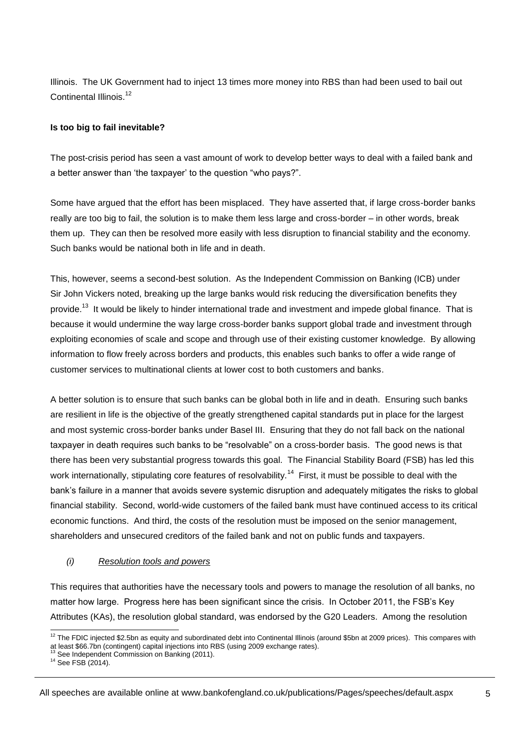Illinois. The UK Government had to inject 13 times more money into RBS than had been used to bail out Continental Illinois.[12]

**Is too big to fail inevitable?**

The post-crisis period has seen a vast amount of work to develop better ways to deal with a failed bank and a better answer than 'the taxpayer' to the question "who pays?".

Some have argued that the effort has been misplaced. They have asserted that, if large cross-border banks really are too big to fail, the solution is to make them less large and cross-border – in other words, break them up. They can then be resolved more easily with less disruption to financial stability and the economy. Such banks would be national both in life and in death.

This, however, seems a second-best solution. As the Independent Commission on Banking (ICB) under Sir John Vickers noted, breaking up the large banks would risk reducing the diversification benefits they provide.[13] It would be likely to hinder international trade and investment and impede global finance. That is because it would undermine the way large cross-border banks support global trade and investment through exploiting economies of scale and scope and through use of their existing customer knowledge. By allowing information to flow freely across borders and products, this enables such banks to offer a wide range of customer services to multinational clients at lower cost to both customers and banks.

A better solution is to ensure that such banks can be global both in life and in death. Ensuring such banks are resilient in life is the objective of the greatly strengthened capital standards put in place for the largest and most systemic cross-border banks under Basel III. Ensuring that they do not fall back on the national taxpayer in death requires such banks to be "resolvable" on a cross-border basis. The good news is that there has been very substantial progress towards this goal. The Financial Stability Board (FSB) has led this work internationally, stipulating core features of resolvability.[14] First, it must be possible to deal with the bank's failure in a manner that avoids severe systemic disruption and adequately mitigates the risks to global financial stability. Second, world-wide customers of the failed bank must have continued access to its critical economic functions. And third, the costs of the resolution must be imposed on the senior management, shareholders and unsecured creditors of the failed bank and not on public funds and taxpayers.

*(i) Resolution tools and powers*

This requires that authorities have the necessary tools and powers to manage the resolution of all banks, no matter how large. Progress here has been significant since the crisis. In October 2011, the FSB's Key Attributes (KAs), the resolution global standard, was endorsed by the G20 Leaders. Among the resolution

---

[12] The FDIC injected $2.5bn as equity and subordinated debt into Continental Illinois (around $5bn at 2009 prices). This compares with at least $66.7bn (contingent) capital injections into RBS (using 2009 exchange rates).

[13] See Independent Commission on Banking (2011).

[14] See FSB (2014).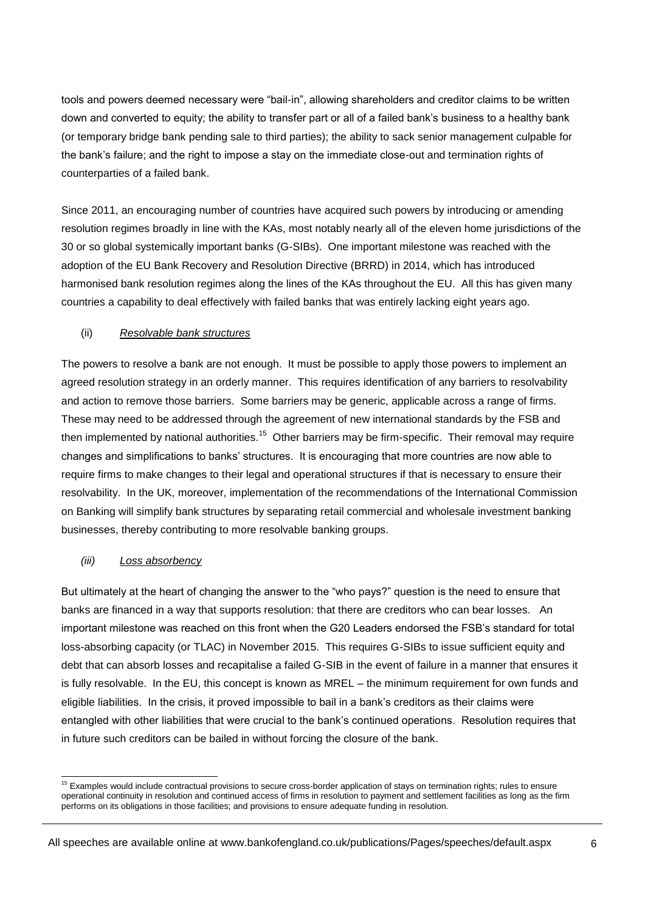tools and powers deemed necessary were "bail-in", allowing shareholders and creditor claims to be written down and converted to equity; the ability to transfer part or all of a failed bank's business to a healthy bank (or temporary bridge bank pending sale to third parties); the ability to sack senior management culpable for the bank's failure; and the right to impose a stay on the immediate close-out and termination rights of counterparties of a failed bank.

Since 2011, an encouraging number of countries have acquired such powers by introducing or amending resolution regimes broadly in line with the KAs, most notably nearly all of the eleven home jurisdictions of the 30 or so global systemically important banks (G-SIBs). One important milestone was reached with the adoption of the EU Bank Recovery and Resolution Directive (BRRD) in 2014, which has introduced harmonised bank resolution regimes along the lines of the KAs throughout the EU. All this has given many countries a capability to deal effectively with failed banks that was entirely lacking eight years ago.

(ii) *Resolvable bank structures*

The powers to resolve a bank are not enough. It must be possible to apply those powers to implement an agreed resolution strategy in an orderly manner. This requires identification of any barriers to resolvability and action to remove those barriers. Some barriers may be generic, applicable across a range of firms. These may need to be addressed through the agreement of new international standards by the FSB and then implemented by national authorities.[15] Other barriers may be firm-specific. Their removal may require changes and simplifications to banks' structures. It is encouraging that more countries are now able to require firms to make changes to their legal and operational structures if that is necessary to ensure their resolvability. In the UK, moreover, implementation of the recommendations of the International Commission on Banking will simplify bank structures by separating retail commercial and wholesale investment banking businesses, thereby contributing to more resolvable banking groups.

*(iii) Loss absorbency*

But ultimately at the heart of changing the answer to the "who pays?" question is the need to ensure that banks are financed in a way that supports resolution: that there are creditors who can bear losses. An important milestone was reached on this front when the G20 Leaders endorsed the FSB's standard for total loss-absorbing capacity (or TLAC) in November 2015. This requires G-SIBs to issue sufficient equity and debt that can absorb losses and recapitalise a failed G-SIB in the event of failure in a manner that ensures it is fully resolvable. In the EU, this concept is known as MREL – the minimum requirement for own funds and eligible liabilities. In the crisis, it proved impossible to bail in a bank's creditors as their claims were entangled with other liabilities that were crucial to the bank's continued operations. Resolution requires that in future such creditors can be bailed in without forcing the closure of the bank.

---

[15] Examples would include contractual provisions to secure cross-border application of stays on termination rights; rules to ensure operational continuity in resolution and continued access of firms in resolution to payment and settlement facilities as long as the firm performs on its obligations in those facilities; and provisions to ensure adequate funding in resolution.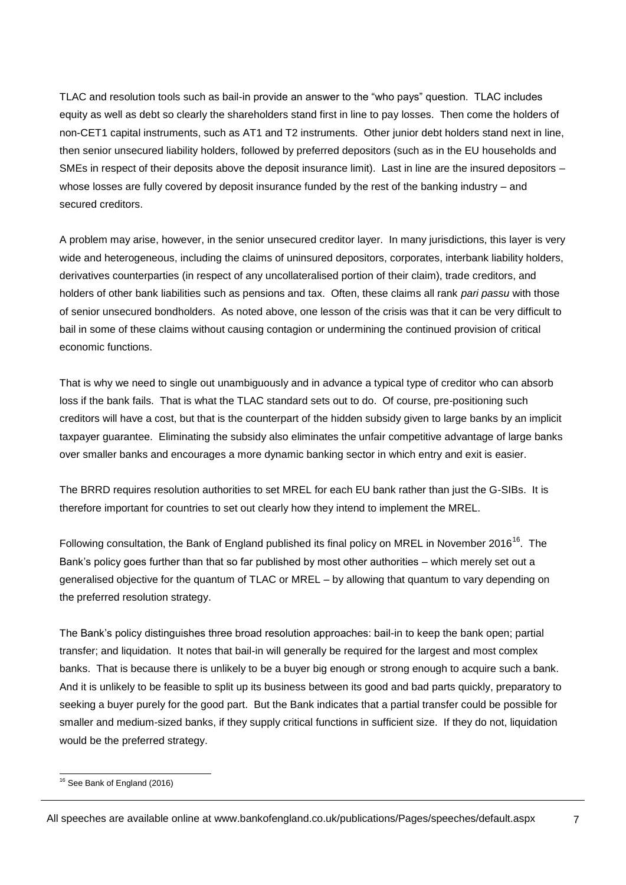TLAC and resolution tools such as bail-in provide an answer to the "who pays" question. TLAC includes equity as well as debt so clearly the shareholders stand first in line to pay losses. Then come the holders of non-CET1 capital instruments, such as AT1 and T2 instruments. Other junior debt holders stand next in line, then senior unsecured liability holders, followed by preferred depositors (such as in the EU households and SMEs in respect of their deposits above the deposit insurance limit). Last in line are the insured depositors – whose losses are fully covered by deposit insurance funded by the rest of the banking industry – and secured creditors.

A problem may arise, however, in the senior unsecured creditor layer. In many jurisdictions, this layer is very wide and heterogeneous, including the claims of uninsured depositors, corporates, interbank liability holders, derivatives counterparties (in respect of any uncollateralised portion of their claim), trade creditors, and holders of other bank liabilities such as pensions and tax. Often, these claims all rank *pari passu* with those of senior unsecured bondholders. As noted above, one lesson of the crisis was that it can be very difficult to bail in some of these claims without causing contagion or undermining the continued provision of critical economic functions.

That is why we need to single out unambiguously and in advance a typical type of creditor who can absorb loss if the bank fails. That is what the TLAC standard sets out to do. Of course, pre-positioning such creditors will have a cost, but that is the counterpart of the hidden subsidy given to large banks by an implicit taxpayer guarantee. Eliminating the subsidy also eliminates the unfair competitive advantage of large banks over smaller banks and encourages a more dynamic banking sector in which entry and exit is easier.

The BRRD requires resolution authorities to set MREL for each EU bank rather than just the G-SIBs. It is therefore important for countries to set out clearly how they intend to implement the MREL.

Following consultation, the Bank of England published its final policy on MREL in November 2016[16]. The Bank's policy goes further than that so far published by most other authorities – which merely set out a generalised objective for the quantum of TLAC or MREL – by allowing that quantum to vary depending on the preferred resolution strategy.

The Bank's policy distinguishes three broad resolution approaches: bail-in to keep the bank open; partial transfer; and liquidation. It notes that bail-in will generally be required for the largest and most complex banks. That is because there is unlikely to be a buyer big enough or strong enough to acquire such a bank. And it is unlikely to be feasible to split up its business between its good and bad parts quickly, preparatory to seeking a buyer purely for the good part. But the Bank indicates that a partial transfer could be possible for smaller and medium-sized banks, if they supply critical functions in sufficient size. If they do not, liquidation would be the preferred strategy.

[16] See Bank of England (2016)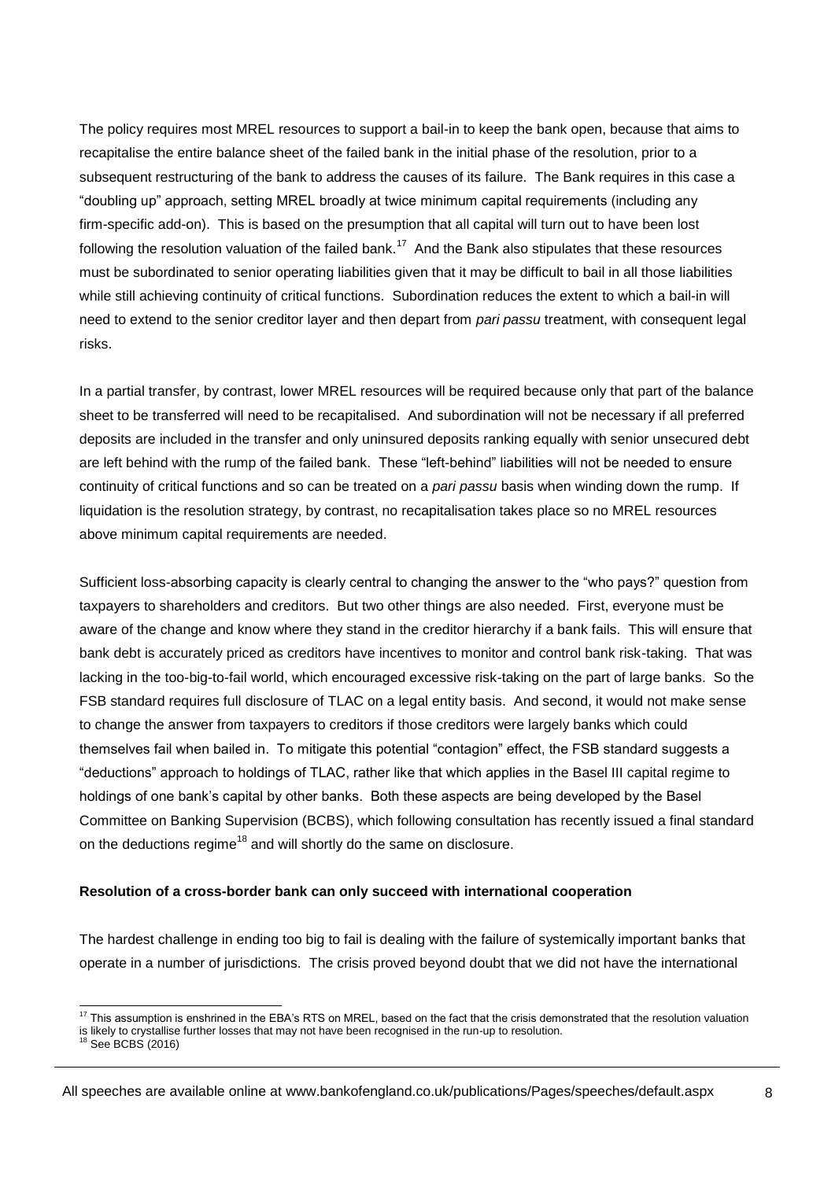The policy requires most MREL resources to support a bail-in to keep the bank open, because that aims to recapitalise the entire balance sheet of the failed bank in the initial phase of the resolution, prior to a subsequent restructuring of the bank to address the causes of its failure. The Bank requires in this case a "doubling up" approach, setting MREL broadly at twice minimum capital requirements (including any firm-specific add-on). This is based on the presumption that all capital will turn out to have been lost following the resolution valuation of the failed bank.[17] And the Bank also stipulates that these resources must be subordinated to senior operating liabilities given that it may be difficult to bail in all those liabilities while still achieving continuity of critical functions. Subordination reduces the extent to which a bail-in will need to extend to the senior creditor layer and then depart from *pari passu* treatment, with consequent legal risks.

In a partial transfer, by contrast, lower MREL resources will be required because only that part of the balance sheet to be transferred will need to be recapitalised. And subordination will not be necessary if all preferred deposits are included in the transfer and only uninsured deposits ranking equally with senior unsecured debt are left behind with the rump of the failed bank. These "left-behind" liabilities will not be needed to ensure continuity of critical functions and so can be treated on a *pari passu* basis when winding down the rump. If liquidation is the resolution strategy, by contrast, no recapitalisation takes place so no MREL resources above minimum capital requirements are needed.

Sufficient loss-absorbing capacity is clearly central to changing the answer to the "who pays?" question from taxpayers to shareholders and creditors. But two other things are also needed. First, everyone must be aware of the change and know where they stand in the creditor hierarchy if a bank fails. This will ensure that bank debt is accurately priced as creditors have incentives to monitor and control bank risk-taking. That was lacking in the too-big-to-fail world, which encouraged excessive risk-taking on the part of large banks. So the FSB standard requires full disclosure of TLAC on a legal entity basis. And second, it would not make sense to change the answer from taxpayers to creditors if those creditors were largely banks which could themselves fail when bailed in. To mitigate this potential "contagion" effect, the FSB standard suggests a "deductions" approach to holdings of TLAC, rather like that which applies in the Basel III capital regime to holdings of one bank's capital by other banks. Both these aspects are being developed by the Basel Committee on Banking Supervision (BCBS), which following consultation has recently issued a final standard on the deductions regime[18] and will shortly do the same on disclosure.

**Resolution of a cross-border bank can only succeed with international cooperation**

The hardest challenge in ending too big to fail is dealing with the failure of systemically important banks that operate in a number of jurisdictions. The crisis proved beyond doubt that we did not have the international

[17] This assumption is enshrined in the EBA's RTS on MREL, based on the fact that the crisis demonstrated that the resolution valuation is likely to crystallise further losses that may not have been recognised in the run-up to resolution.

[18] See BCBS (2016)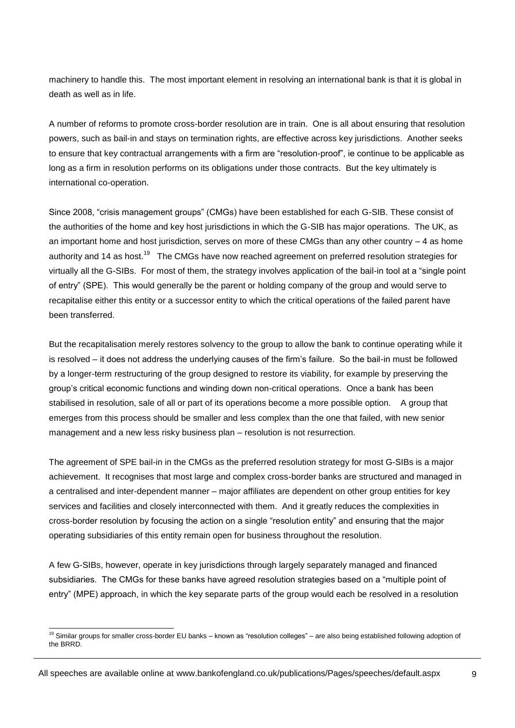machinery to handle this. The most important element in resolving an international bank is that it is global in death as well as in life.

A number of reforms to promote cross-border resolution are in train. One is all about ensuring that resolution powers, such as bail-in and stays on termination rights, are effective across key jurisdictions. Another seeks to ensure that key contractual arrangements with a firm are "resolution-proof", ie continue to be applicable as long as a firm in resolution performs on its obligations under those contracts. But the key ultimately is international co-operation.

Since 2008, "crisis management groups" (CMGs) have been established for each G-SIB. These consist of the authorities of the home and key host jurisdictions in which the G-SIB has major operations. The UK, as an important home and host jurisdiction, serves on more of these CMGs than any other country – 4 as home authority and 14 as host.[19] The CMGs have now reached agreement on preferred resolution strategies for virtually all the G-SIBs. For most of them, the strategy involves application of the bail-in tool at a "single point of entry" (SPE). This would generally be the parent or holding company of the group and would serve to recapitalise either this entity or a successor entity to which the critical operations of the failed parent have been transferred.

But the recapitalisation merely restores solvency to the group to allow the bank to continue operating while it is resolved – it does not address the underlying causes of the firm's failure. So the bail-in must be followed by a longer-term restructuring of the group designed to restore its viability, for example by preserving the group's critical economic functions and winding down non-critical operations. Once a bank has been stabilised in resolution, sale of all or part of its operations become a more possible option. A group that emerges from this process should be smaller and less complex than the one that failed, with new senior management and a new less risky business plan – resolution is not resurrection.

The agreement of SPE bail-in in the CMGs as the preferred resolution strategy for most G-SIBs is a major achievement. It recognises that most large and complex cross-border banks are structured and managed in a centralised and inter-dependent manner – major affiliates are dependent on other group entities for key services and facilities and closely interconnected with them. And it greatly reduces the complexities in cross-border resolution by focusing the action on a single "resolution entity" and ensuring that the major operating subsidiaries of this entity remain open for business throughout the resolution.

A few G-SIBs, however, operate in key jurisdictions through largely separately managed and financed subsidiaries. The CMGs for these banks have agreed resolution strategies based on a "multiple point of entry" (MPE) approach, in which the key separate parts of the group would each be resolved in a resolution

[19] Similar groups for smaller cross-border EU banks – known as "resolution colleges" – are also being established following adoption of the BRRD.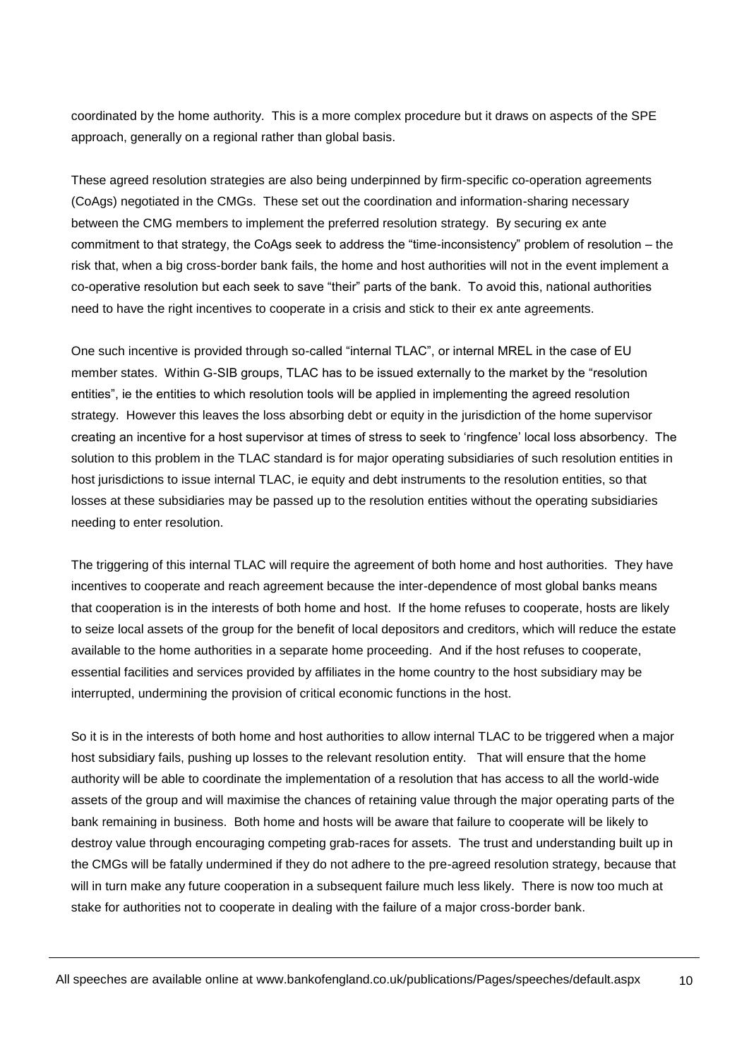coordinated by the home authority. This is a more complex procedure but it draws on aspects of the SPE approach, generally on a regional rather than global basis.

These agreed resolution strategies are also being underpinned by firm-specific co-operation agreements (CoAgs) negotiated in the CMGs. These set out the coordination and information-sharing necessary between the CMG members to implement the preferred resolution strategy. By securing ex ante commitment to that strategy, the CoAgs seek to address the "time-inconsistency" problem of resolution – the risk that, when a big cross-border bank fails, the home and host authorities will not in the event implement a co-operative resolution but each seek to save "their" parts of the bank. To avoid this, national authorities need to have the right incentives to cooperate in a crisis and stick to their ex ante agreements.

One such incentive is provided through so-called "internal TLAC", or internal MREL in the case of EU member states. Within G-SIB groups, TLAC has to be issued externally to the market by the "resolution entities", ie the entities to which resolution tools will be applied in implementing the agreed resolution strategy. However this leaves the loss absorbing debt or equity in the jurisdiction of the home supervisor creating an incentive for a host supervisor at times of stress to seek to 'ringfence' local loss absorbency. The solution to this problem in the TLAC standard is for major operating subsidiaries of such resolution entities in host jurisdictions to issue internal TLAC, ie equity and debt instruments to the resolution entities, so that losses at these subsidiaries may be passed up to the resolution entities without the operating subsidiaries needing to enter resolution.

The triggering of this internal TLAC will require the agreement of both home and host authorities. They have incentives to cooperate and reach agreement because the inter-dependence of most global banks means that cooperation is in the interests of both home and host. If the home refuses to cooperate, hosts are likely to seize local assets of the group for the benefit of local depositors and creditors, which will reduce the estate available to the home authorities in a separate home proceeding. And if the host refuses to cooperate, essential facilities and services provided by affiliates in the home country to the host subsidiary may be interrupted, undermining the provision of critical economic functions in the host.

So it is in the interests of both home and host authorities to allow internal TLAC to be triggered when a major host subsidiary fails, pushing up losses to the relevant resolution entity. That will ensure that the home authority will be able to coordinate the implementation of a resolution that has access to all the world-wide assets of the group and will maximise the chances of retaining value through the major operating parts of the bank remaining in business. Both home and hosts will be aware that failure to cooperate will be likely to destroy value through encouraging competing grab-races for assets. The trust and understanding built up in the CMGs will be fatally undermined if they do not adhere to the pre-agreed resolution strategy, because that will in turn make any future cooperation in a subsequent failure much less likely. There is now too much at stake for authorities not to cooperate in dealing with the failure of a major cross-border bank.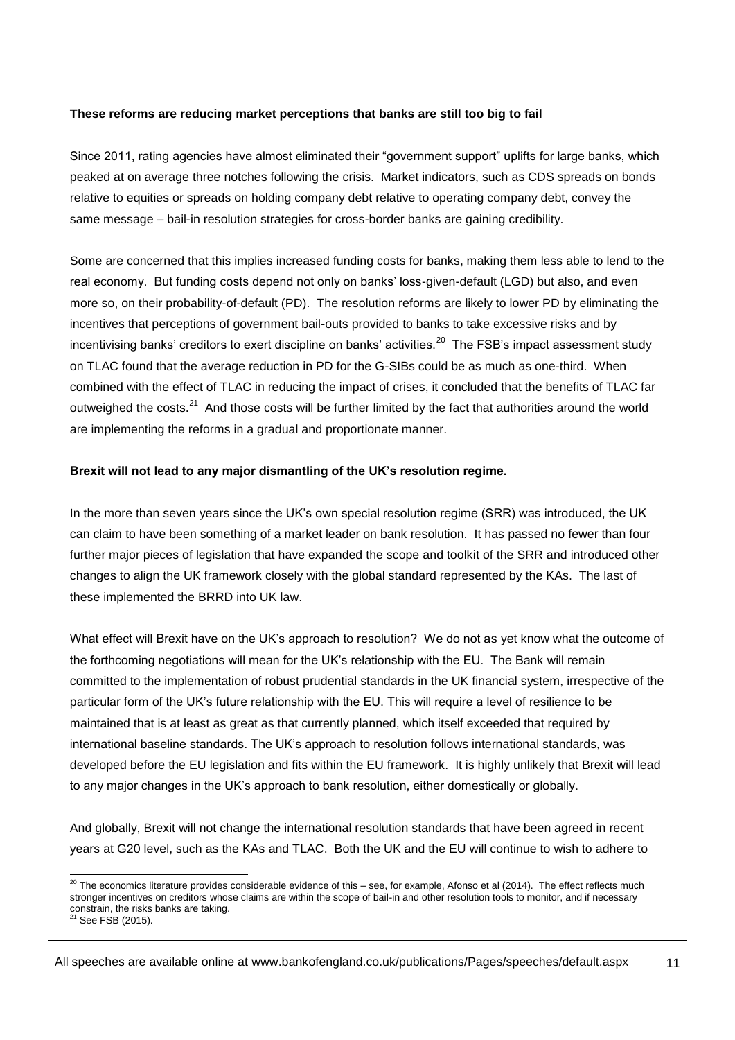**These reforms are reducing market perceptions that banks are still too big to fail**

Since 2011, rating agencies have almost eliminated their "government support" uplifts for large banks, which peaked at on average three notches following the crisis. Market indicators, such as CDS spreads on bonds relative to equities or spreads on holding company debt relative to operating company debt, convey the same message – bail-in resolution strategies for cross-border banks are gaining credibility.

Some are concerned that this implies increased funding costs for banks, making them less able to lend to the real economy. But funding costs depend not only on banks' loss-given-default (LGD) but also, and even more so, on their probability-of-default (PD). The resolution reforms are likely to lower PD by eliminating the incentives that perceptions of government bail-outs provided to banks to take excessive risks and by incentivising banks' creditors to exert discipline on banks' activities.[20] The FSB's impact assessment study on TLAC found that the average reduction in PD for the G-SIBs could be as much as one-third. When combined with the effect of TLAC in reducing the impact of crises, it concluded that the benefits of TLAC far outweighed the costs.[21] And those costs will be further limited by the fact that authorities around the world are implementing the reforms in a gradual and proportionate manner.

**Brexit will not lead to any major dismantling of the UK's resolution regime.**

In the more than seven years since the UK's own special resolution regime (SRR) was introduced, the UK can claim to have been something of a market leader on bank resolution. It has passed no fewer than four further major pieces of legislation that have expanded the scope and toolkit of the SRR and introduced other changes to align the UK framework closely with the global standard represented by the KAs. The last of these implemented the BRRD into UK law.

What effect will Brexit have on the UK's approach to resolution? We do not as yet know what the outcome of the forthcoming negotiations will mean for the UK's relationship with the EU. The Bank will remain committed to the implementation of robust prudential standards in the UK financial system, irrespective of the particular form of the UK's future relationship with the EU. This will require a level of resilience to be maintained that is at least as great as that currently planned, which itself exceeded that required by international baseline standards. The UK's approach to resolution follows international standards, was developed before the EU legislation and fits within the EU framework. It is highly unlikely that Brexit will lead to any major changes in the UK's approach to bank resolution, either domestically or globally.

And globally, Brexit will not change the international resolution standards that have been agreed in recent years at G20 level, such as the KAs and TLAC. Both the UK and the EU will continue to wish to adhere to

---

[20] The economics literature provides considerable evidence of this – see, for example, Afonso et al (2014). The effect reflects much stronger incentives on creditors whose claims are within the scope of bail-in and other resolution tools to monitor, and if necessary constrain, the risks banks are taking.

[21] See FSB (2015).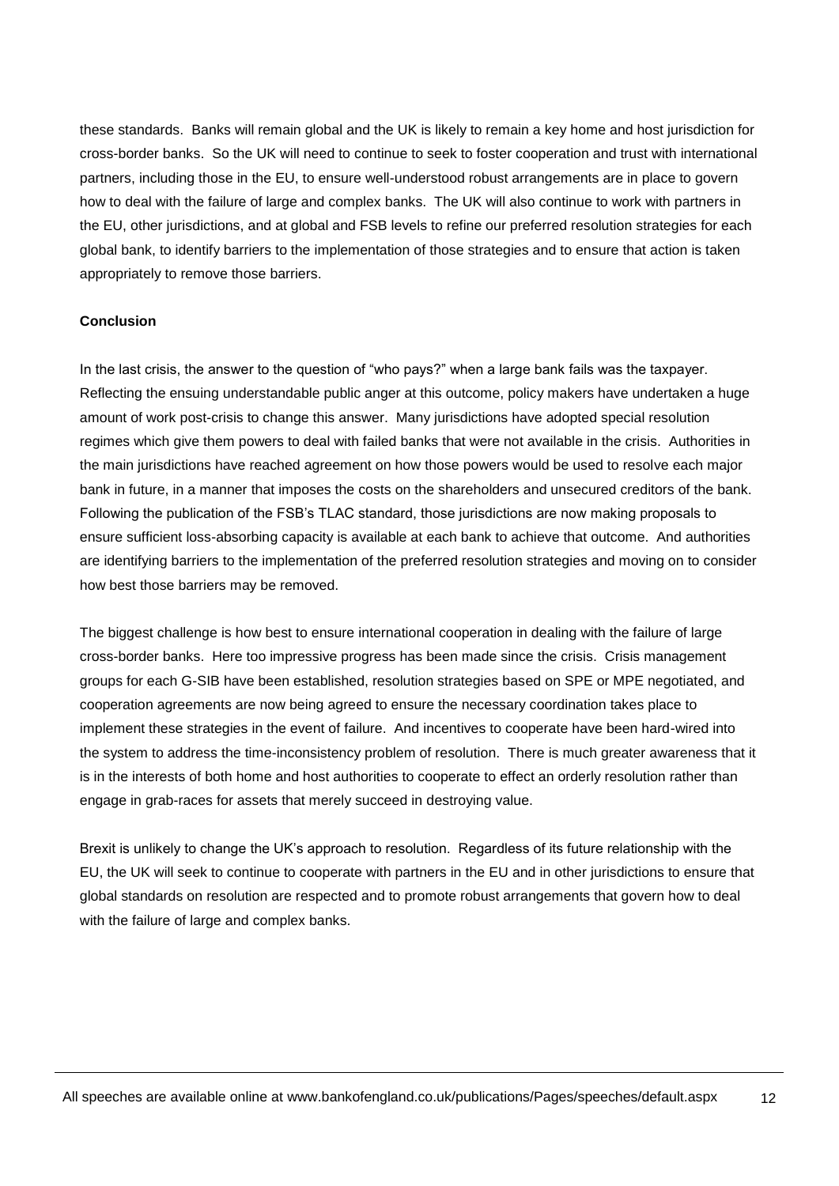these standards. Banks will remain global and the UK is likely to remain a key home and host jurisdiction for cross-border banks. So the UK will need to continue to seek to foster cooperation and trust with international partners, including those in the EU, to ensure well-understood robust arrangements are in place to govern how to deal with the failure of large and complex banks. The UK will also continue to work with partners in the EU, other jurisdictions, and at global and FSB levels to refine our preferred resolution strategies for each global bank, to identify barriers to the implementation of those strategies and to ensure that action is taken appropriately to remove those barriers.

**Conclusion**

In the last crisis, the answer to the question of "who pays?" when a large bank fails was the taxpayer. Reflecting the ensuing understandable public anger at this outcome, policy makers have undertaken a huge amount of work post-crisis to change this answer. Many jurisdictions have adopted special resolution regimes which give them powers to deal with failed banks that were not available in the crisis. Authorities in the main jurisdictions have reached agreement on how those powers would be used to resolve each major bank in future, in a manner that imposes the costs on the shareholders and unsecured creditors of the bank. Following the publication of the FSB's TLAC standard, those jurisdictions are now making proposals to ensure sufficient loss-absorbing capacity is available at each bank to achieve that outcome. And authorities are identifying barriers to the implementation of the preferred resolution strategies and moving on to consider how best those barriers may be removed.

The biggest challenge is how best to ensure international cooperation in dealing with the failure of large cross-border banks. Here too impressive progress has been made since the crisis. Crisis management groups for each G-SIB have been established, resolution strategies based on SPE or MPE negotiated, and cooperation agreements are now being agreed to ensure the necessary coordination takes place to implement these strategies in the event of failure. And incentives to cooperate have been hard-wired into the system to address the time-inconsistency problem of resolution. There is much greater awareness that it is in the interests of both home and host authorities to cooperate to effect an orderly resolution rather than engage in grab-races for assets that merely succeed in destroying value.

Brexit is unlikely to change the UK's approach to resolution. Regardless of its future relationship with the EU, the UK will seek to continue to cooperate with partners in the EU and in other jurisdictions to ensure that global standards on resolution are respected and to promote robust arrangements that govern how to deal with the failure of large and complex banks.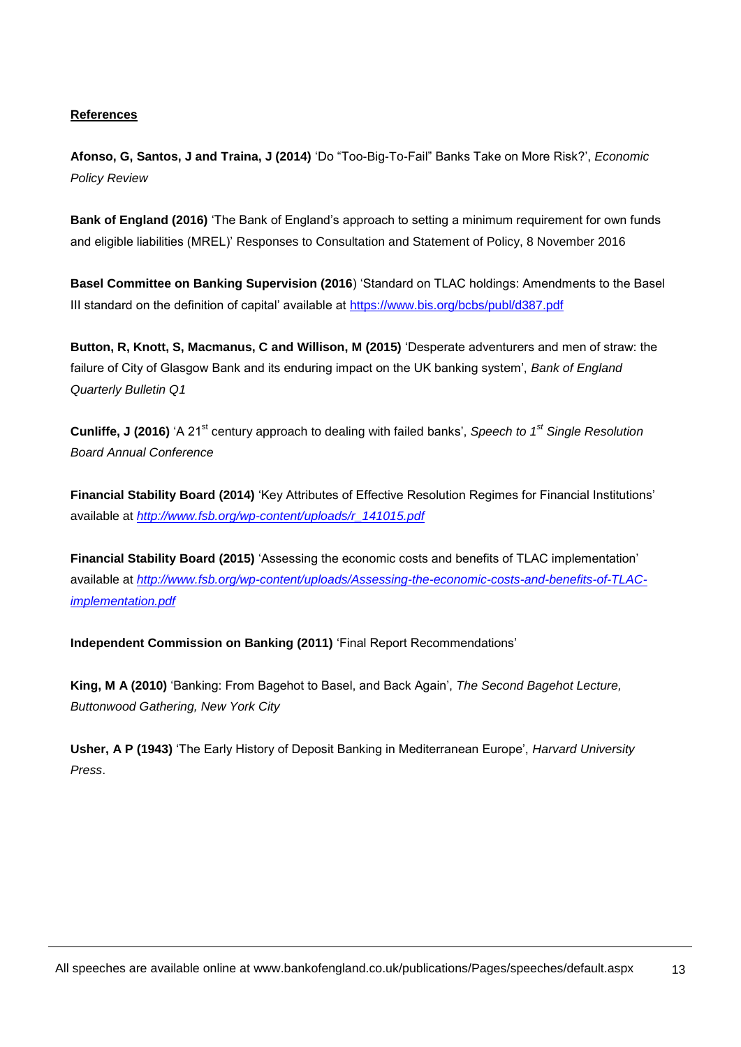**References**

**Afonso, G, Santos, J and Traina, J (2014)** 'Do "Too-Big-To-Fail" Banks Take on More Risk?', *Economic Policy Review*

**Bank of England (2016)** 'The Bank of England's approach to setting a minimum requirement for own funds and eligible liabilities (MREL)' Responses to Consultation and Statement of Policy, 8 November 2016

**Basel Committee on Banking Supervision (2016**) 'Standard on TLAC holdings: Amendments to the Basel III standard on the definition of capital' available at https://www.bis.org/bcbs/publ/d387.pdf

**Button, R, Knott, S, Macmanus, C and Willison, M (2015)** 'Desperate adventurers and men of straw: the failure of City of Glasgow Bank and its enduring impact on the UK banking system', *Bank of England Quarterly Bulletin Q1*

**Cunliffe, J (2016)** 'A 21st century approach to dealing with failed banks', *Speech to 1st Single Resolution Board Annual Conference*

**Financial Stability Board (2014)** 'Key Attributes of Effective Resolution Regimes for Financial Institutions' available at *http://www.fsb.org/wp-content/uploads/r_141015.pdf*

**Financial Stability Board (2015)** 'Assessing the economic costs and benefits of TLAC implementation' available at *http://www.fsb.org/wp-content/uploads/Assessing-the-economic-costs-and-benefits-of-TLAC-implementation.pdf*

**Independent Commission on Banking (2011)** 'Final Report Recommendations'

**King, M A (2010)** 'Banking: From Bagehot to Basel, and Back Again', *The Second Bagehot Lecture, Buttonwood Gathering, New York City*

**Usher, A P (1943)** 'The Early History of Deposit Banking in Mediterranean Europe', *Harvard University Press*.